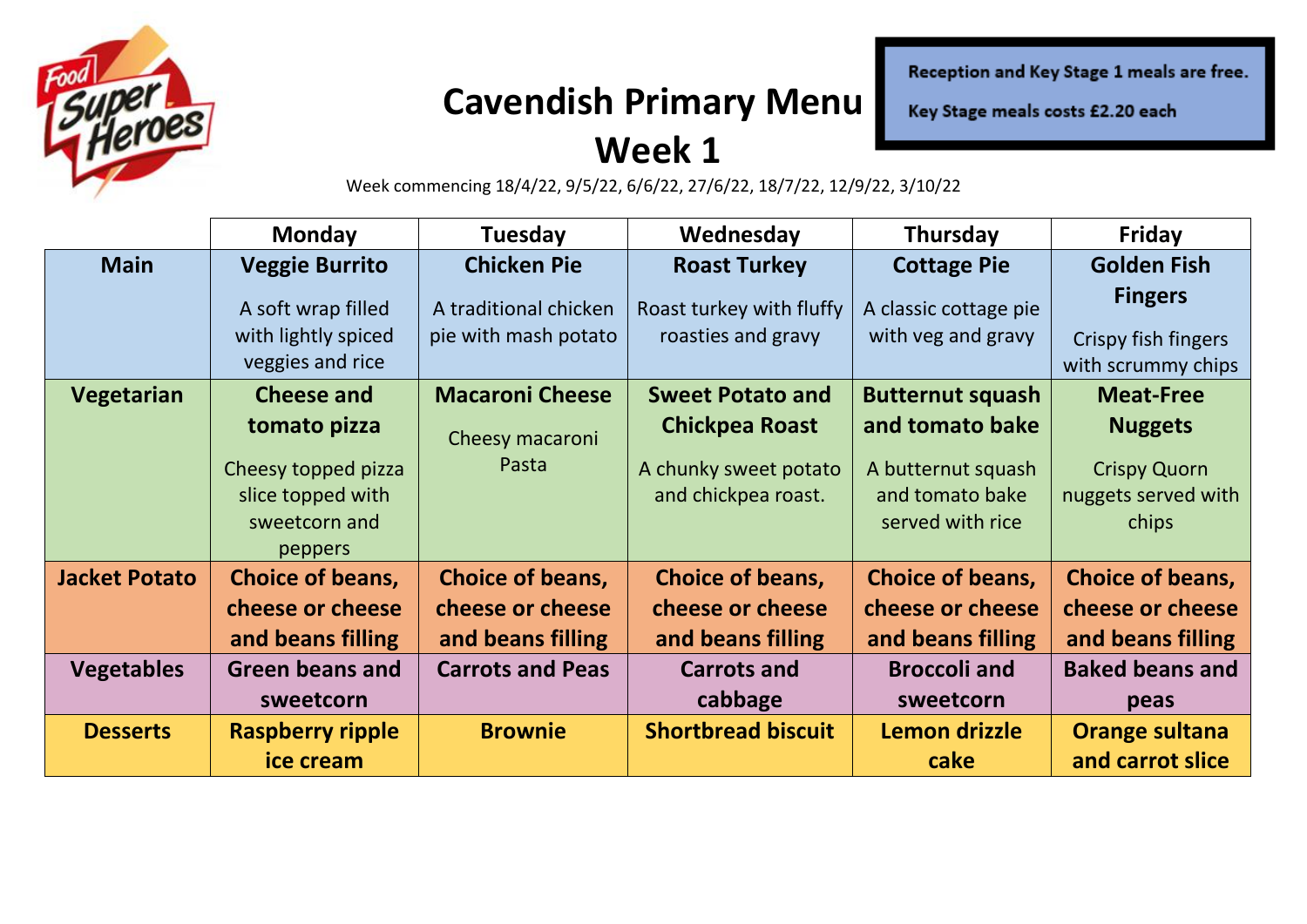# Cavendish Primary Menu
# Week 1

Reception and Key Stage 1 meals are free.

Key Stage meals costs £2.20 each

Week commencing 18/4/22, 9/5/22, 6/6/22, 27/6/22, 18/7/22, 12/9/22, 3/10/22

| | Monday | Tuesday | Wednesday | Thursday | Friday |
|---|---|---|---|---|---|
| **Main** | **Veggie Burrito** A soft wrap filled with lightly spiced veggies and rice | **Chicken Pie** A traditional chicken pie with mash potato | **Roast Turkey** Roast turkey with fluffy roasties and gravy | **Cottage Pie** A classic cottage pie with veg and gravy | **Golden Fish Fingers** Crispy fish fingers with scrummy chips |
| **Vegetarian** | **Cheese and tomato pizza** Cheesy topped pizza slice topped with sweetcorn and peppers | **Macaroni Cheese** Cheesy macaroni Pasta | **Sweet Potato and Chickpea Roast** A chunky sweet potato and chickpea roast. | **Butternut squash and tomato bake** A butternut squash and tomato bake served with rice | **Meat-Free Nuggets** Crispy Quorn nuggets served with chips |
| **Jacket Potato** | **Choice of beans, cheese or cheese and beans filling** | **Choice of beans, cheese or cheese and beans filling** | **Choice of beans, cheese or cheese and beans filling** | **Choice of beans, cheese or cheese and beans filling** | **Choice of beans, cheese or cheese and beans filling** |
| **Vegetables** | **Green beans and sweetcorn** | **Carrots and Peas** | **Carrots and cabbage** | **Broccoli and sweetcorn** | **Baked beans and peas** |
| **Desserts** | **Raspberry ripple ice cream** | **Brownie** | **Shortbread biscuit** | **Lemon drizzle cake** | **Orange sultana and carrot slice** |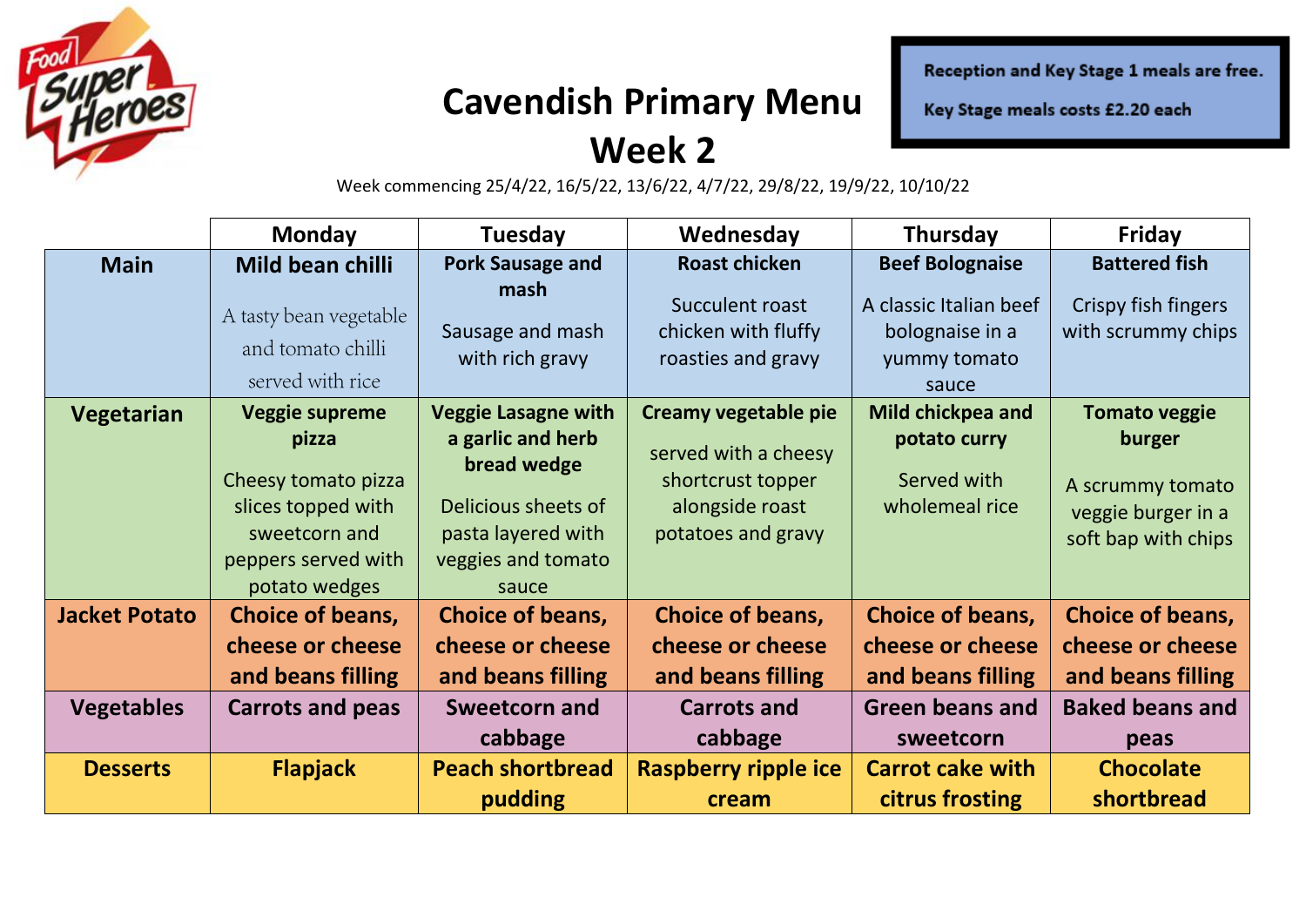# Cavendish Primary Menu

## Week 2

Reception and Key Stage 1 meals are free.

Key Stage meals costs £2.20 each

Week commencing 25/4/22, 16/5/22, 13/6/22, 4/7/22, 29/8/22, 19/9/22, 10/10/22

| | Monday | Tuesday | Wednesday | Thursday | Friday |
|---|---|---|---|---|---|
| **Main** | **Mild bean chilli** A tasty bean vegetable and tomato chilli served with rice | **Pork Sausage and mash** Sausage and mash with rich gravy | **Roast chicken** Succulent roast chicken with fluffy roasties and gravy | **Beef Bolognaise** A classic Italian beef bolognaise in a yummy tomato sauce | **Battered fish** Crispy fish fingers with scrummy chips |
| **Vegetarian** | **Veggie supreme pizza** Cheesy tomato pizza slices topped with sweetcorn and peppers served with potato wedges | **Veggie Lasagne with a garlic and herb bread wedge** Delicious sheets of pasta layered with veggies and tomato sauce | **Creamy vegetable pie** served with a cheesy shortcrust topper alongside roast potatoes and gravy | **Mild chickpea and potato curry** Served with wholemeal rice | **Tomato veggie burger** A scrummy tomato veggie burger in a soft bap with chips |
| **Jacket Potato** | **Choice of beans, cheese or cheese and beans filling** | **Choice of beans, cheese or cheese and beans filling** | **Choice of beans, cheese or cheese and beans filling** | **Choice of beans, cheese or cheese and beans filling** | **Choice of beans, cheese or cheese and beans filling** |
| **Vegetables** | **Carrots and peas** | **Sweetcorn and cabbage** | **Carrots and cabbage** | **Green beans and sweetcorn** | **Baked beans and peas** |
| **Desserts** | **Flapjack** | **Peach shortbread pudding** | **Raspberry ripple ice cream** | **Carrot cake with citrus frosting** | **Chocolate shortbread** |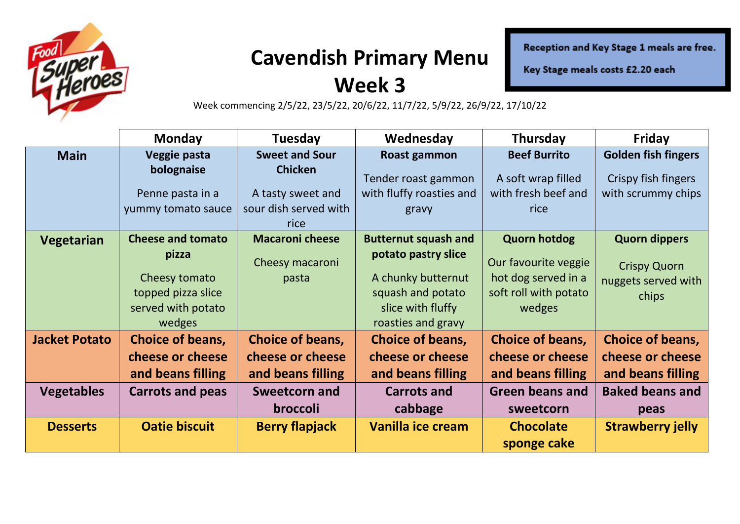# Cavendish Primary Menu

## Week 3

Reception and Key Stage 1 meals are free.

Key Stage meals costs £2.20 each

Week commencing 2/5/22, 23/5/22, 20/6/22, 11/7/22, 5/9/22, 26/9/22, 17/10/22

| | Monday | Tuesday | Wednesday | Thursday | Friday |
|---|---|---|---|---|---|
| **Main** | **Veggie pasta bolognaise** Penne pasta in a yummy tomato sauce | **Sweet and Sour Chicken** A tasty sweet and sour dish served with rice | **Roast gammon** Tender roast gammon with fluffy roasties and gravy | **Beef Burrito** A soft wrap filled with fresh beef and rice | **Golden fish fingers** Crispy fish fingers with scrummy chips |
| **Vegetarian** | **Cheese and tomato pizza** Cheesy tomato topped pizza slice served with potato wedges | **Macaroni cheese** Cheesy macaroni pasta | **Butternut squash and potato pastry slice** A chunky butternut squash and potato slice with fluffy roasties and gravy | **Quorn hotdog** Our favourite veggie hot dog served in a soft roll with potato wedges | **Quorn dippers** Crispy Quorn nuggets served with chips |
| **Jacket Potato** | **Choice of beans, cheese or cheese and beans filling** | **Choice of beans, cheese or cheese and beans filling** | **Choice of beans, cheese or cheese and beans filling** | **Choice of beans, cheese or cheese and beans filling** | **Choice of beans, cheese or cheese and beans filling** |
| **Vegetables** | **Carrots and peas** | **Sweetcorn and broccoli** | **Carrots and cabbage** | **Green beans and sweetcorn** | **Baked beans and peas** |
| **Desserts** | **Oatie biscuit** | **Berry flapjack** | **Vanilla ice cream** | **Chocolate sponge cake** | **Strawberry jelly** |